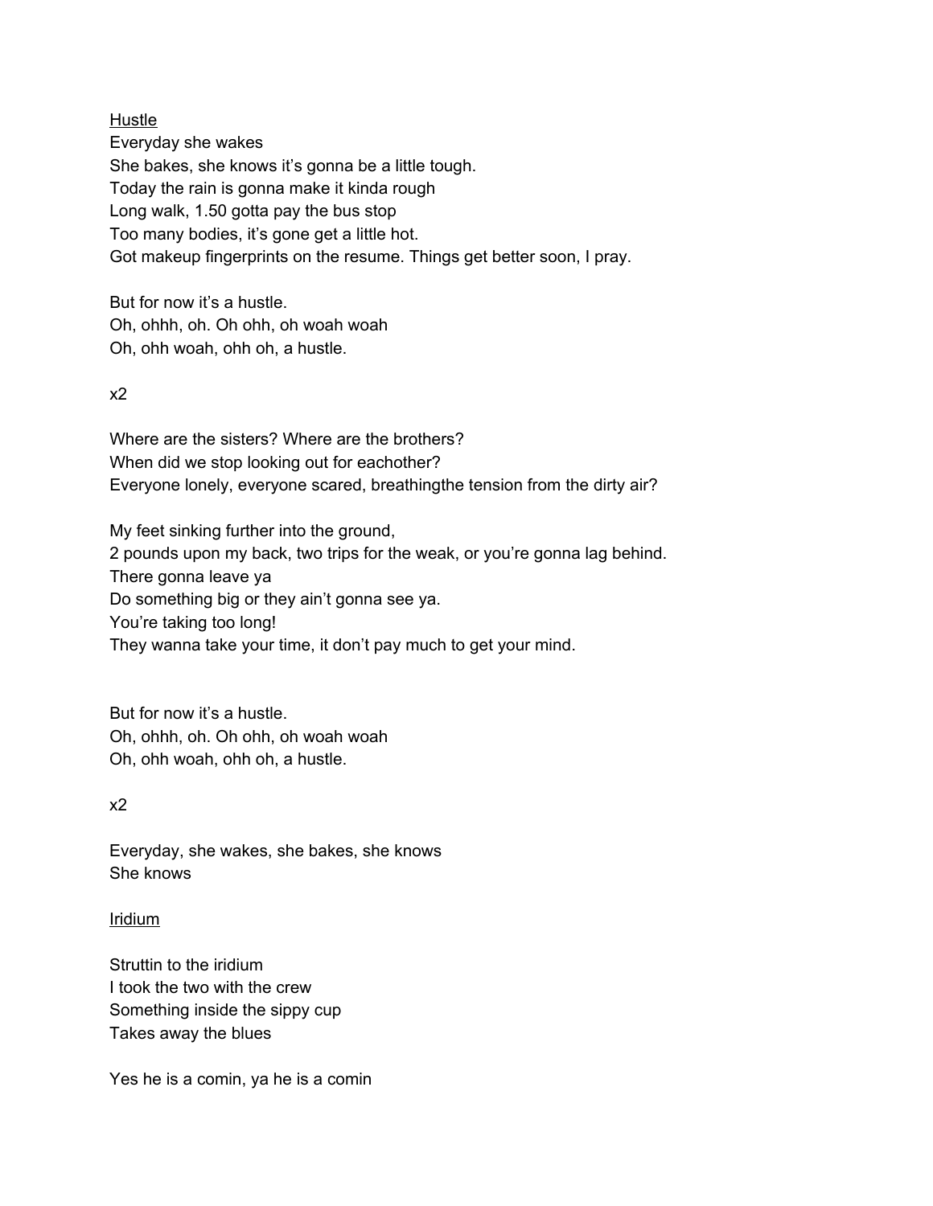<u>Hustle</u>

Everyday she wakes
She bakes, she knows it's gonna be a little tough.
Today the rain is gonna make it kinda rough
Long walk, 1.50 gotta pay the bus stop
Too many bodies, it's gone get a little hot.
Got makeup fingerprints on the resume. Things get better soon, I pray.

But for now it's a hustle.
Oh, ohhh, oh. Oh ohh, oh woah woah
Oh, ohh woah, ohh oh, a hustle.

x2

Where are the sisters? Where are the brothers?
When did we stop looking out for eachother?
Everyone lonely, everyone scared, breathingthe tension from the dirty air?

My feet sinking further into the ground,
2 pounds upon my back, two trips for the weak, or you're gonna lag behind.
There gonna leave ya
Do something big or they ain't gonna see ya.
You're taking too long!
They wanna take your time, it don't pay much to get your mind.

But for now it's a hustle.
Oh, ohhh, oh. Oh ohh, oh woah woah
Oh, ohh woah, ohh oh, a hustle.

x2

Everyday, she wakes, she bakes, she knows
She knows

<u>Iridium</u>

Struttin to the iridium
I took the two with the crew
Something inside the sippy cup
Takes away the blues

Yes he is a comin, ya he is a comin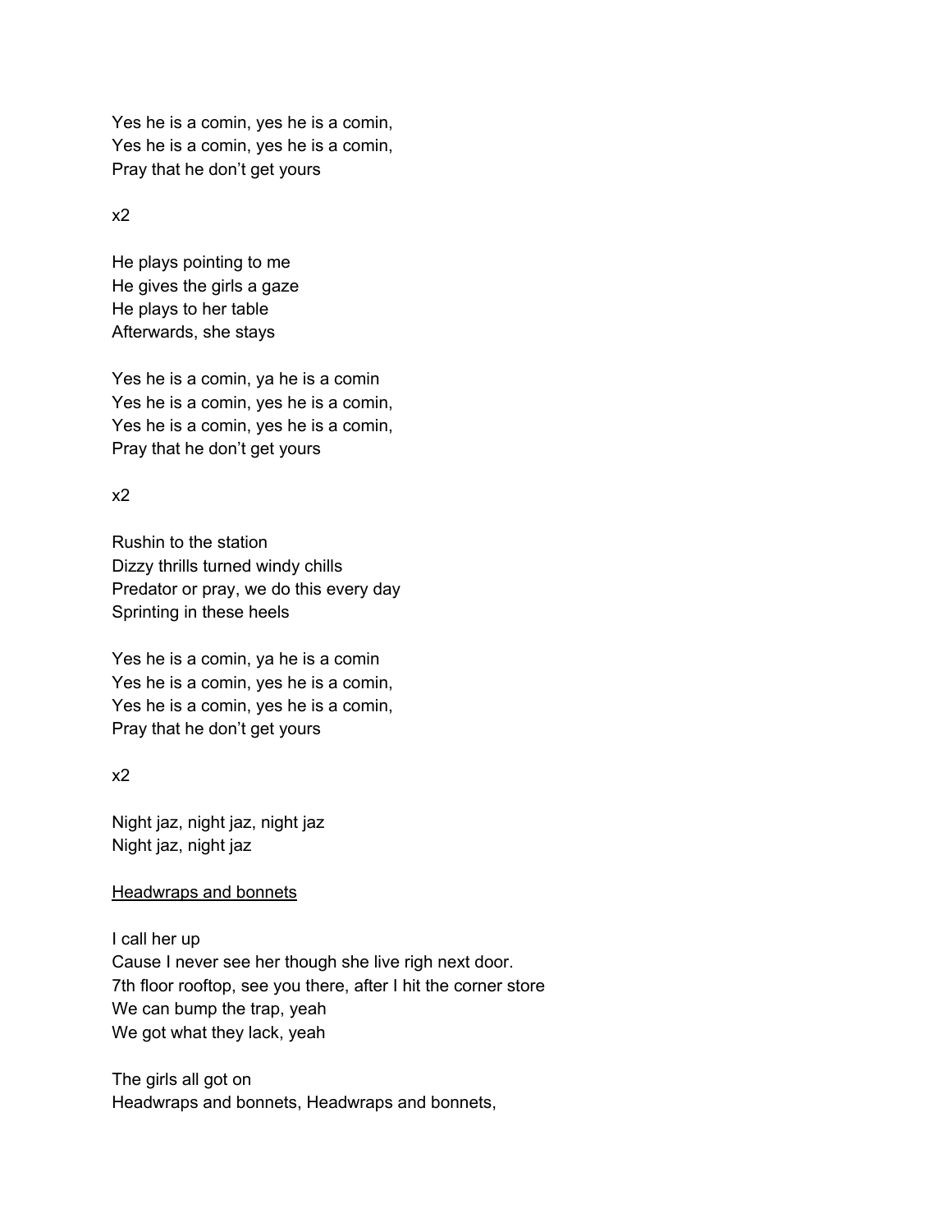Yes he is a comin, yes he is a comin,
Yes he is a comin, yes he is a comin,
Pray that he don't get yours

x2

He plays pointing to me
He gives the girls a gaze
He plays to her table
Afterwards, she stays

Yes he is a comin, ya he is a comin
Yes he is a comin, yes he is a comin,
Yes he is a comin, yes he is a comin,
Pray that he don't get yours

x2

Rushin to the station
Dizzy thrills turned windy chills
Predator or pray, we do this every day
Sprinting in these heels

Yes he is a comin, ya he is a comin
Yes he is a comin, yes he is a comin,
Yes he is a comin, yes he is a comin,
Pray that he don't get yours

x2

Night jaz, night jaz, night jaz
Night jaz, night jaz

<u>Headwraps and bonnets</u>

I call her up
Cause I never see her though she live righ next door.
7th floor rooftop, see you there, after I hit the corner store
We can bump the trap, yeah
We got what they lack, yeah

The girls all got on
Headwraps and bonnets, Headwraps and bonnets,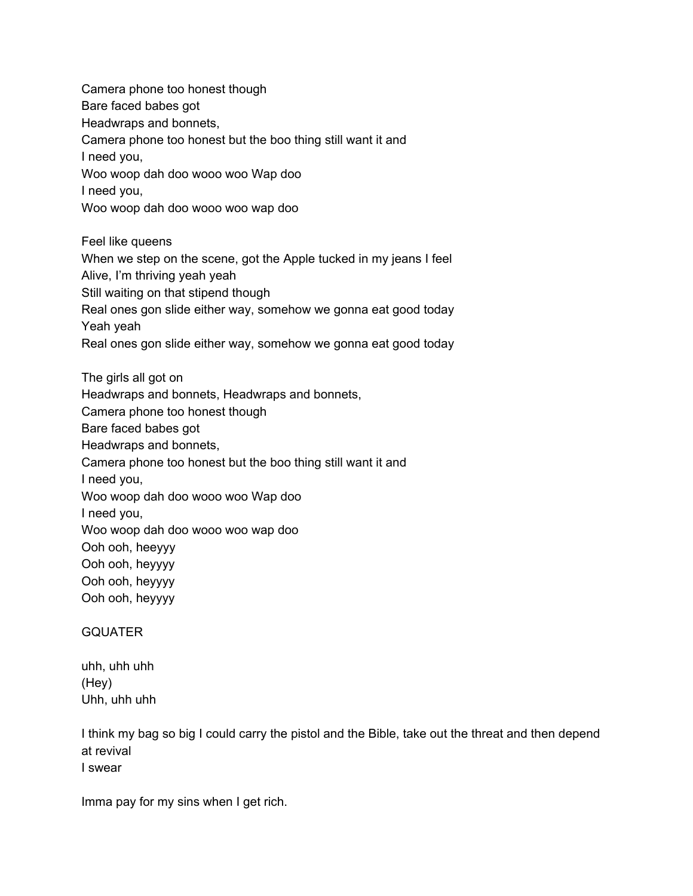Camera phone too honest though
Bare faced babes got
Headwraps and bonnets,
Camera phone too honest but the boo thing still want it and
I need you,
Woo woop dah doo wooo woo Wap doo
I need you,
Woo woop dah doo wooo woo wap doo

Feel like queens
When we step on the scene, got the Apple tucked in my jeans I feel
Alive, I'm thriving yeah yeah
Still waiting on that stipend though
Real ones gon slide either way, somehow we gonna eat good today
Yeah yeah
Real ones gon slide either way, somehow we gonna eat good today

The girls all got on
Headwraps and bonnets, Headwraps and bonnets,
Camera phone too honest though
Bare faced babes got
Headwraps and bonnets,
Camera phone too honest but the boo thing still want it and
I need you,
Woo woop dah doo wooo woo Wap doo
I need you,
Woo woop dah doo wooo woo wap doo
Ooh ooh, heeyyy
Ooh ooh, heyyyy
Ooh ooh, heyyyy
Ooh ooh, heyyyy

GQUATER

uhh, uhh uhh
(Hey)
Uhh, uhh uhh

I think my bag so big I could carry the pistol and the Bible, take out the threat and then depend at revival
I swear

Imma pay for my sins when I get rich.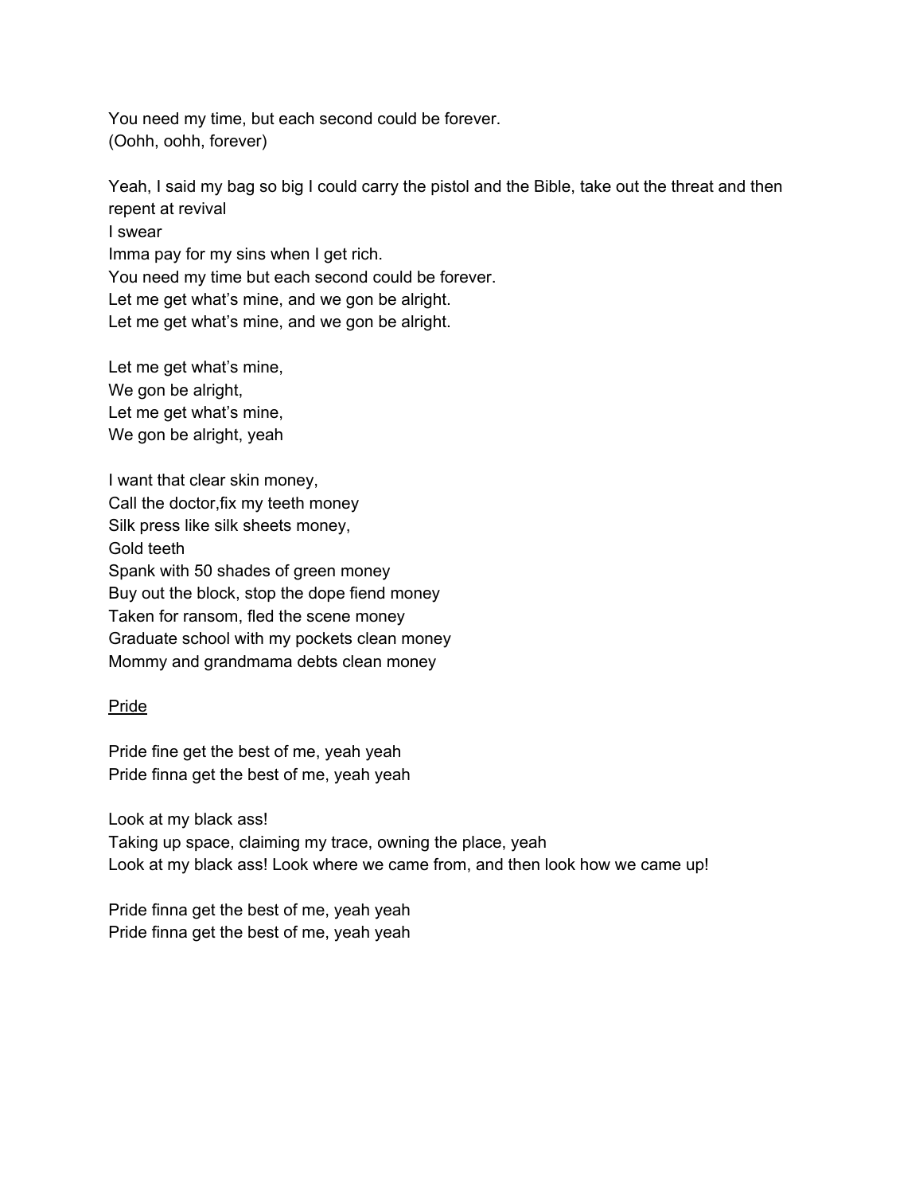You need my time, but each second could be forever.
(Oohh, oohh, forever)

Yeah, I said my bag so big I could carry the pistol and the Bible, take out the threat and then repent at revival
I swear
Imma pay for my sins when I get rich.
You need my time but each second could be forever.
Let me get what's mine, and we gon be alright.
Let me get what's mine, and we gon be alright.

Let me get what's mine,
We gon be alright,
Let me get what's mine,
We gon be alright, yeah

I want that clear skin money,
Call the doctor,fix my teeth money
Silk press like silk sheets money,
Gold teeth
Spank with 50 shades of green money
Buy out the block, stop the dope fiend money
Taken for ransom, fled the scene money
Graduate school with my pockets clean money
Mommy and grandmama debts clean money

<u>Pride</u>

Pride fine get the best of me, yeah yeah
Pride finna get the best of me, yeah yeah

Look at my black ass!
Taking up space, claiming my trace, owning the place, yeah
Look at my black ass! Look where we came from, and then look how we came up!

Pride finna get the best of me, yeah yeah
Pride finna get the best of me, yeah yeah